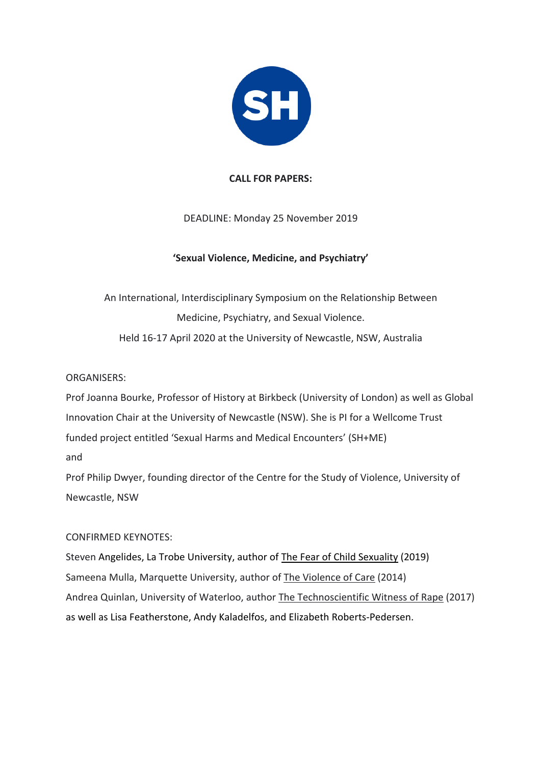**CALL FOR PAPERS:**

DEADLINE: Monday 25 November 2019

**'Sexual Violence, Medicine, and Psychiatry'**

An International, Interdisciplinary Symposium on the Relationship Between Medicine, Psychiatry, and Sexual Violence.
Held 16-17 April 2020 at the University of Newcastle, NSW, Australia

ORGANISERS:

Prof Joanna Bourke, Professor of History at Birkbeck (University of London) as well as Global Innovation Chair at the University of Newcastle (NSW). She is PI for a Wellcome Trust funded project entitled 'Sexual Harms and Medical Encounters' (SH+ME)

and

Prof Philip Dwyer, founding director of the Centre for the Study of Violence, University of Newcastle, NSW

CONFIRMED KEYNOTES:

Steven Angelides, La Trobe University, author of The Fear of Child Sexuality (2019)
Sameena Mulla, Marquette University, author of The Violence of Care (2014)
Andrea Quinlan, University of Waterloo, author The Technoscientific Witness of Rape (2017)
as well as Lisa Featherstone, Andy Kaladelfos, and Elizabeth Roberts-Pedersen.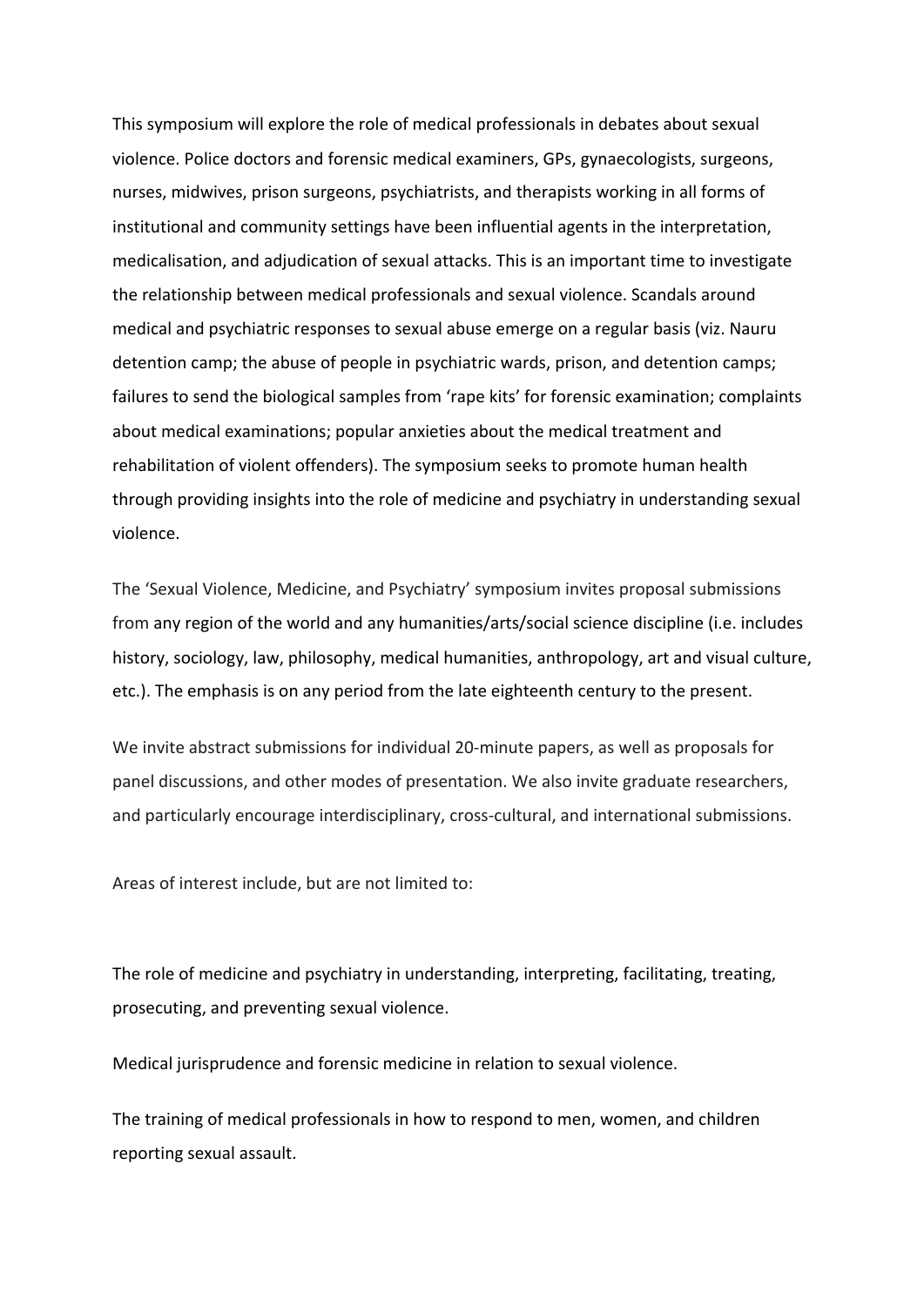This symposium will explore the role of medical professionals in debates about sexual violence. Police doctors and forensic medical examiners, GPs, gynaecologists, surgeons, nurses, midwives, prison surgeons, psychiatrists, and therapists working in all forms of institutional and community settings have been influential agents in the interpretation, medicalisation, and adjudication of sexual attacks. This is an important time to investigate the relationship between medical professionals and sexual violence. Scandals around medical and psychiatric responses to sexual abuse emerge on a regular basis (viz. Nauru detention camp; the abuse of people in psychiatric wards, prison, and detention camps; failures to send the biological samples from 'rape kits' for forensic examination; complaints about medical examinations; popular anxieties about the medical treatment and rehabilitation of violent offenders). The symposium seeks to promote human health through providing insights into the role of medicine and psychiatry in understanding sexual violence.

The 'Sexual Violence, Medicine, and Psychiatry' symposium invites proposal submissions from any region of the world and any humanities/arts/social science discipline (i.e. includes history, sociology, law, philosophy, medical humanities, anthropology, art and visual culture, etc.). The emphasis is on any period from the late eighteenth century to the present.

We invite abstract submissions for individual 20-minute papers, as well as proposals for panel discussions, and other modes of presentation. We also invite graduate researchers, and particularly encourage interdisciplinary, cross-cultural, and international submissions.

Areas of interest include, but are not limited to:

The role of medicine and psychiatry in understanding, interpreting, facilitating, treating, prosecuting, and preventing sexual violence.

Medical jurisprudence and forensic medicine in relation to sexual violence.

The training of medical professionals in how to respond to men, women, and children reporting sexual assault.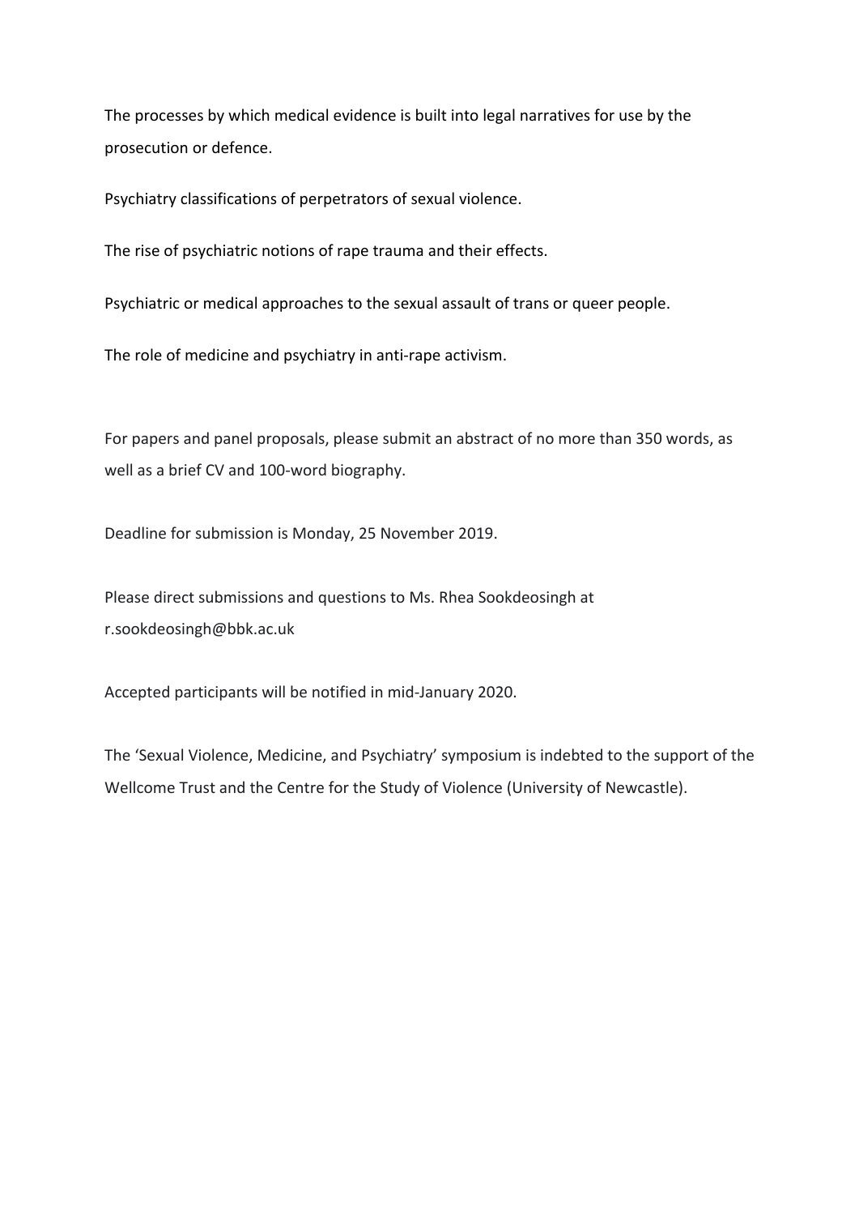The processes by which medical evidence is built into legal narratives for use by the prosecution or defence.

Psychiatry classifications of perpetrators of sexual violence.

The rise of psychiatric notions of rape trauma and their effects.

Psychiatric or medical approaches to the sexual assault of trans or queer people.

The role of medicine and psychiatry in anti-rape activism.

For papers and panel proposals, please submit an abstract of no more than 350 words, as well as a brief CV and 100-word biography.

Deadline for submission is Monday, 25 November 2019.

Please direct submissions and questions to Ms. Rhea Sookdeosingh at r.sookdeosingh@bbk.ac.uk

Accepted participants will be notified in mid-January 2020.

The 'Sexual Violence, Medicine, and Psychiatry' symposium is indebted to the support of the Wellcome Trust and the Centre for the Study of Violence (University of Newcastle).